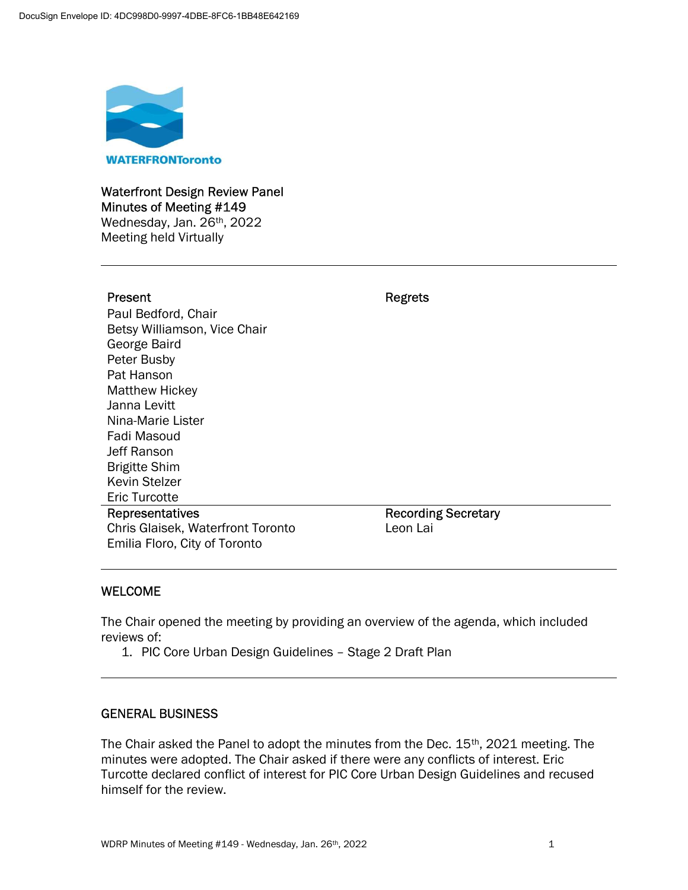DocuSign Envelope ID: 4DC998D0-9997-4DBE-8FC6-1BB48E642169

WATERFRONToronto

# Waterfront Design Review Panel
## Minutes of Meeting #149
Wednesday, Jan. 26th, 2022
Meeting held Virtually

---

| Present | Regrets |
|---|---|
| Paul Bedford, Chair | |
| Betsy Williamson, Vice Chair | |
| George Baird | |
| Peter Busby | |
| Pat Hanson | |
| Matthew Hickey | |
| Janna Levitt | |
| Nina-Marie Lister | |
| Fadi Masoud | |
| Jeff Ranson | |
| Brigitte Shim | |
| Kevin Stelzer | |
| Eric Turcotte | |
| **Representatives** | **Recording Secretary** |
| Chris Glaisek, Waterfront Toronto | Leon Lai |
| Emilia Floro, City of Toronto | |

---

## WELCOME

The Chair opened the meeting by providing an overview of the agenda, which included reviews of:

1. PIC Core Urban Design Guidelines – Stage 2 Draft Plan

---

## GENERAL BUSINESS

The Chair asked the Panel to adopt the minutes from the Dec. 15th, 2021 meeting. The minutes were adopted. The Chair asked if there were any conflicts of interest. Eric Turcotte declared conflict of interest for PIC Core Urban Design Guidelines and recused himself for the review.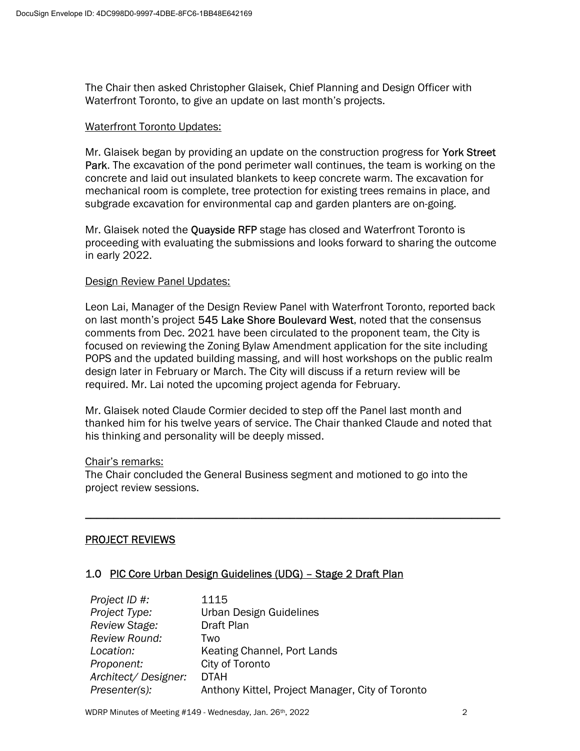The Chair then asked Christopher Glaisek, Chief Planning and Design Officer with Waterfront Toronto, to give an update on last month's projects.

Waterfront Toronto Updates:

Mr. Glaisek began by providing an update on the construction progress for **York Street Park**. The excavation of the pond perimeter wall continues, the team is working on the concrete and laid out insulated blankets to keep concrete warm. The excavation for mechanical room is complete, tree protection for existing trees remains in place, and subgrade excavation for environmental cap and garden planters are on-going.

Mr. Glaisek noted the **Quayside RFP** stage has closed and Waterfront Toronto is proceeding with evaluating the submissions and looks forward to sharing the outcome in early 2022.

Design Review Panel Updates:

Leon Lai, Manager of the Design Review Panel with Waterfront Toronto, reported back on last month's project **545 Lake Shore Boulevard West**, noted that the consensus comments from Dec. 2021 have been circulated to the proponent team, the City is focused on reviewing the Zoning Bylaw Amendment application for the site including POPS and the updated building massing, and will host workshops on the public realm design later in February or March. The City will discuss if a return review will be required. Mr. Lai noted the upcoming project agenda for February.

Mr. Glaisek noted Claude Cormier decided to step off the Panel last month and thanked him for his twelve years of service. The Chair thanked Claude and noted that his thinking and personality will be deeply missed.

Chair's remarks:
The Chair concluded the General Business segment and motioned to go into the project review sessions.

---

## PROJECT REVIEWS

### 1.0 PIC Core Urban Design Guidelines (UDG) – Stage 2 Draft Plan

| | |
|---|---|
| *Project ID #:* | 1115 |
| *Project Type:* | Urban Design Guidelines |
| *Review Stage:* | Draft Plan |
| *Review Round:* | Two |
| *Location:* | Keating Channel, Port Lands |
| *Proponent:* | City of Toronto |
| *Architect/ Designer:* | DTAH |
| *Presenter(s):* | Anthony Kittel, Project Manager, City of Toronto |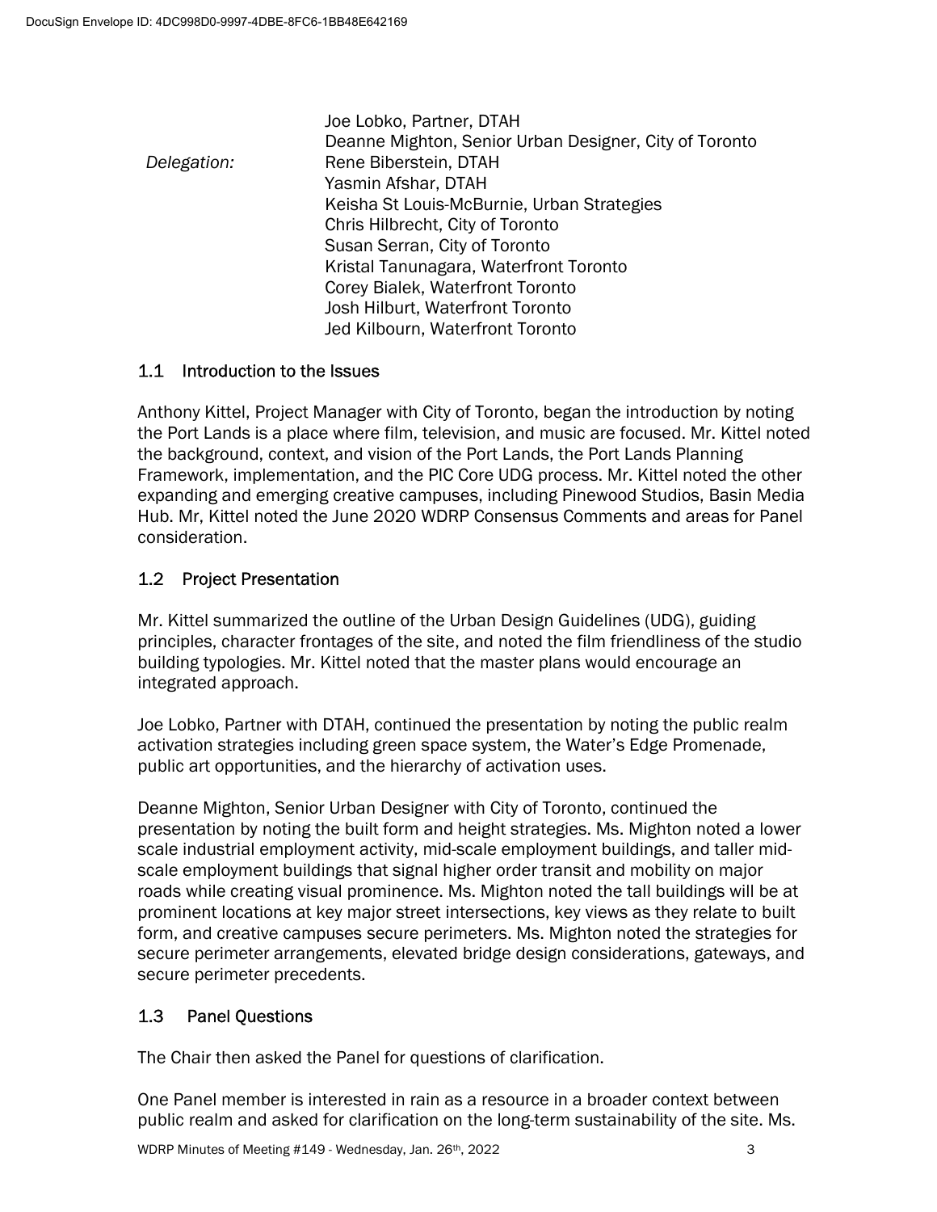*Delegation:*

Joe Lobko, Partner, DTAH
Deanne Mighton, Senior Urban Designer, City of Toronto
Rene Biberstein, DTAH
Yasmin Afshar, DTAH
Keisha St Louis-McBurnie, Urban Strategies
Chris Hilbrecht, City of Toronto
Susan Serran, City of Toronto
Kristal Tanunagara, Waterfront Toronto
Corey Bialek, Waterfront Toronto
Josh Hilburt, Waterfront Toronto
Jed Kilbourn, Waterfront Toronto

## 1.1 Introduction to the Issues

Anthony Kittel, Project Manager with City of Toronto, began the introduction by noting the Port Lands is a place where film, television, and music are focused. Mr. Kittel noted the background, context, and vision of the Port Lands, the Port Lands Planning Framework, implementation, and the PIC Core UDG process. Mr. Kittel noted the other expanding and emerging creative campuses, including Pinewood Studios, Basin Media Hub. Mr, Kittel noted the June 2020 WDRP Consensus Comments and areas for Panel consideration.

## 1.2 Project Presentation

Mr. Kittel summarized the outline of the Urban Design Guidelines (UDG), guiding principles, character frontages of the site, and noted the film friendliness of the studio building typologies. Mr. Kittel noted that the master plans would encourage an integrated approach.

Joe Lobko, Partner with DTAH, continued the presentation by noting the public realm activation strategies including green space system, the Water's Edge Promenade, public art opportunities, and the hierarchy of activation uses.

Deanne Mighton, Senior Urban Designer with City of Toronto, continued the presentation by noting the built form and height strategies. Ms. Mighton noted a lower scale industrial employment activity, mid-scale employment buildings, and taller mid-scale employment buildings that signal higher order transit and mobility on major roads while creating visual prominence. Ms. Mighton noted the tall buildings will be at prominent locations at key major street intersections, key views as they relate to built form, and creative campuses secure perimeters. Ms. Mighton noted the strategies for secure perimeter arrangements, elevated bridge design considerations, gateways, and secure perimeter precedents.

## 1.3 Panel Questions

The Chair then asked the Panel for questions of clarification.

One Panel member is interested in rain as a resource in a broader context between public realm and asked for clarification on the long-term sustainability of the site. Ms.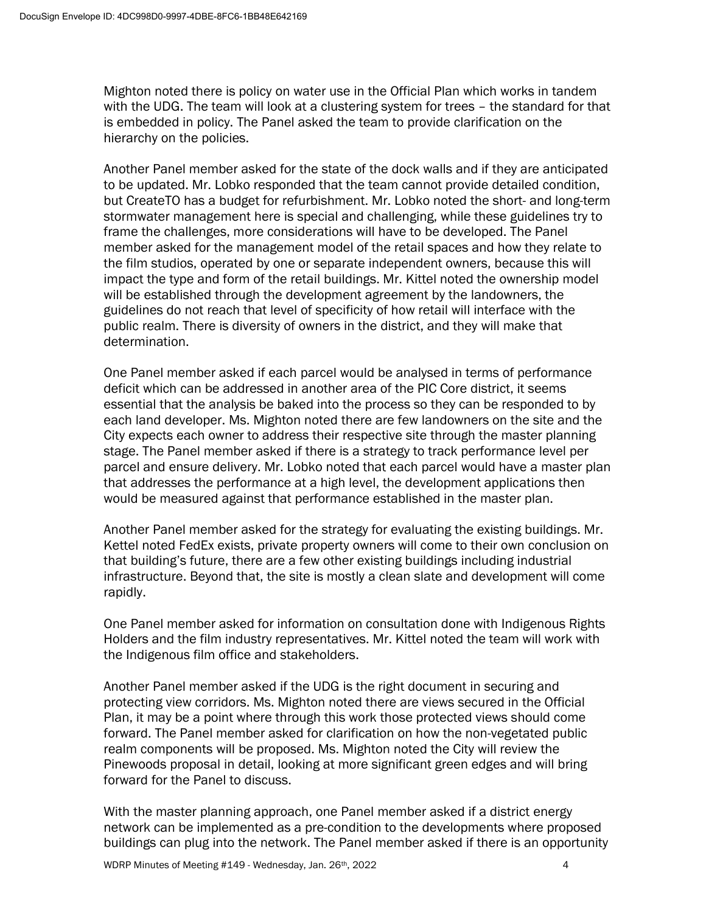Mighton noted there is policy on water use in the Official Plan which works in tandem with the UDG. The team will look at a clustering system for trees – the standard for that is embedded in policy. The Panel asked the team to provide clarification on the hierarchy on the policies.

Another Panel member asked for the state of the dock walls and if they are anticipated to be updated. Mr. Lobko responded that the team cannot provide detailed condition, but CreateTO has a budget for refurbishment. Mr. Lobko noted the short- and long-term stormwater management here is special and challenging, while these guidelines try to frame the challenges, more considerations will have to be developed. The Panel member asked for the management model of the retail spaces and how they relate to the film studios, operated by one or separate independent owners, because this will impact the type and form of the retail buildings. Mr. Kittel noted the ownership model will be established through the development agreement by the landowners, the guidelines do not reach that level of specificity of how retail will interface with the public realm. There is diversity of owners in the district, and they will make that determination.

One Panel member asked if each parcel would be analysed in terms of performance deficit which can be addressed in another area of the PIC Core district, it seems essential that the analysis be baked into the process so they can be responded to by each land developer. Ms. Mighton noted there are few landowners on the site and the City expects each owner to address their respective site through the master planning stage. The Panel member asked if there is a strategy to track performance level per parcel and ensure delivery. Mr. Lobko noted that each parcel would have a master plan that addresses the performance at a high level, the development applications then would be measured against that performance established in the master plan.

Another Panel member asked for the strategy for evaluating the existing buildings. Mr. Kettel noted FedEx exists, private property owners will come to their own conclusion on that building's future, there are a few other existing buildings including industrial infrastructure. Beyond that, the site is mostly a clean slate and development will come rapidly.

One Panel member asked for information on consultation done with Indigenous Rights Holders and the film industry representatives. Mr. Kittel noted the team will work with the Indigenous film office and stakeholders.

Another Panel member asked if the UDG is the right document in securing and protecting view corridors. Ms. Mighton noted there are views secured in the Official Plan, it may be a point where through this work those protected views should come forward. The Panel member asked for clarification on how the non-vegetated public realm components will be proposed. Ms. Mighton noted the City will review the Pinewoods proposal in detail, looking at more significant green edges and will bring forward for the Panel to discuss.

With the master planning approach, one Panel member asked if a district energy network can be implemented as a pre-condition to the developments where proposed buildings can plug into the network. The Panel member asked if there is an opportunity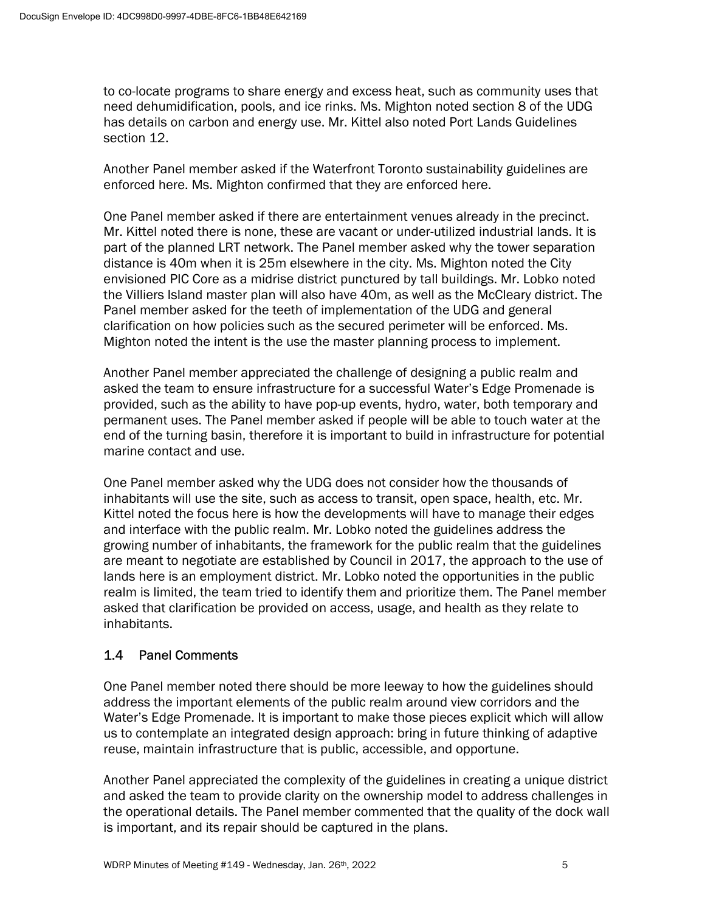to co-locate programs to share energy and excess heat, such as community uses that need dehumidification, pools, and ice rinks. Ms. Mighton noted section 8 of the UDG has details on carbon and energy use. Mr. Kittel also noted Port Lands Guidelines section 12.

Another Panel member asked if the Waterfront Toronto sustainability guidelines are enforced here. Ms. Mighton confirmed that they are enforced here.

One Panel member asked if there are entertainment venues already in the precinct. Mr. Kittel noted there is none, these are vacant or under-utilized industrial lands. It is part of the planned LRT network. The Panel member asked why the tower separation distance is 40m when it is 25m elsewhere in the city. Ms. Mighton noted the City envisioned PIC Core as a midrise district punctured by tall buildings. Mr. Lobko noted the Villiers Island master plan will also have 40m, as well as the McCleary district. The Panel member asked for the teeth of implementation of the UDG and general clarification on how policies such as the secured perimeter will be enforced. Ms. Mighton noted the intent is the use the master planning process to implement.

Another Panel member appreciated the challenge of designing a public realm and asked the team to ensure infrastructure for a successful Water's Edge Promenade is provided, such as the ability to have pop-up events, hydro, water, both temporary and permanent uses. The Panel member asked if people will be able to touch water at the end of the turning basin, therefore it is important to build in infrastructure for potential marine contact and use.

One Panel member asked why the UDG does not consider how the thousands of inhabitants will use the site, such as access to transit, open space, health, etc. Mr. Kittel noted the focus here is how the developments will have to manage their edges and interface with the public realm. Mr. Lobko noted the guidelines address the growing number of inhabitants, the framework for the public realm that the guidelines are meant to negotiate are established by Council in 2017, the approach to the use of lands here is an employment district. Mr. Lobko noted the opportunities in the public realm is limited, the team tried to identify them and prioritize them. The Panel member asked that clarification be provided on access, usage, and health as they relate to inhabitants.

### 1.4 Panel Comments

One Panel member noted there should be more leeway to how the guidelines should address the important elements of the public realm around view corridors and the Water's Edge Promenade. It is important to make those pieces explicit which will allow us to contemplate an integrated design approach: bring in future thinking of adaptive reuse, maintain infrastructure that is public, accessible, and opportune.

Another Panel appreciated the complexity of the guidelines in creating a unique district and asked the team to provide clarity on the ownership model to address challenges in the operational details. The Panel member commented that the quality of the dock wall is important, and its repair should be captured in the plans.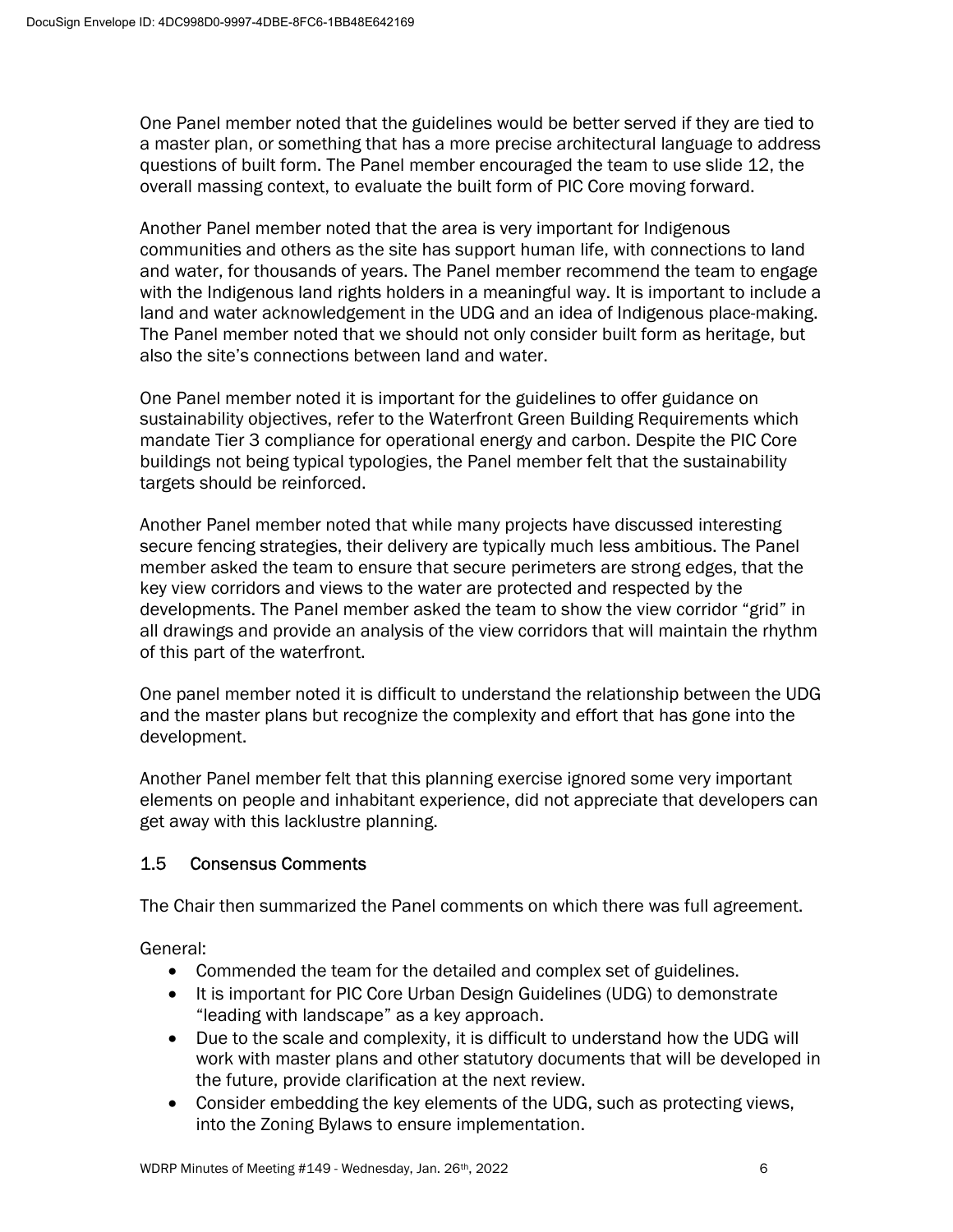One Panel member noted that the guidelines would be better served if they are tied to a master plan, or something that has a more precise architectural language to address questions of built form. The Panel member encouraged the team to use slide 12, the overall massing context, to evaluate the built form of PIC Core moving forward.

Another Panel member noted that the area is very important for Indigenous communities and others as the site has support human life, with connections to land and water, for thousands of years. The Panel member recommend the team to engage with the Indigenous land rights holders in a meaningful way. It is important to include a land and water acknowledgement in the UDG and an idea of Indigenous place-making. The Panel member noted that we should not only consider built form as heritage, but also the site's connections between land and water.

One Panel member noted it is important for the guidelines to offer guidance on sustainability objectives, refer to the Waterfront Green Building Requirements which mandate Tier 3 compliance for operational energy and carbon. Despite the PIC Core buildings not being typical typologies, the Panel member felt that the sustainability targets should be reinforced.

Another Panel member noted that while many projects have discussed interesting secure fencing strategies, their delivery are typically much less ambitious. The Panel member asked the team to ensure that secure perimeters are strong edges, that the key view corridors and views to the water are protected and respected by the developments. The Panel member asked the team to show the view corridor "grid" in all drawings and provide an analysis of the view corridors that will maintain the rhythm of this part of the waterfront.

One panel member noted it is difficult to understand the relationship between the UDG and the master plans but recognize the complexity and effort that has gone into the development.

Another Panel member felt that this planning exercise ignored some very important elements on people and inhabitant experience, did not appreciate that developers can get away with this lacklustre planning.

### 1.5 Consensus Comments

The Chair then summarized the Panel comments on which there was full agreement.

General:

- Commended the team for the detailed and complex set of guidelines.
- It is important for PIC Core Urban Design Guidelines (UDG) to demonstrate "leading with landscape" as a key approach.
- Due to the scale and complexity, it is difficult to understand how the UDG will work with master plans and other statutory documents that will be developed in the future, provide clarification at the next review.
- Consider embedding the key elements of the UDG, such as protecting views, into the Zoning Bylaws to ensure implementation.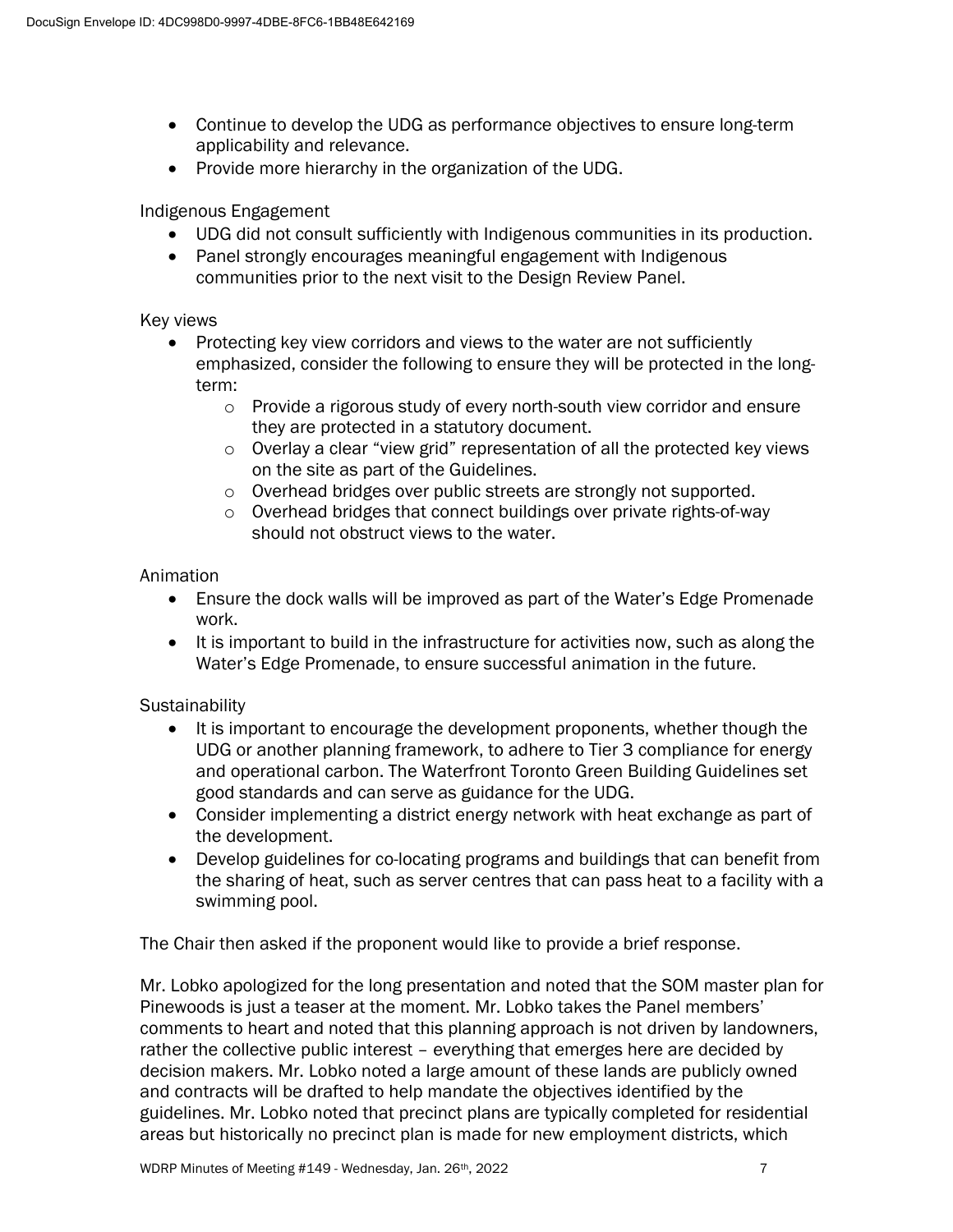- Continue to develop the UDG as performance objectives to ensure long-term applicability and relevance.
- Provide more hierarchy in the organization of the UDG.

Indigenous Engagement

- UDG did not consult sufficiently with Indigenous communities in its production.
- Panel strongly encourages meaningful engagement with Indigenous communities prior to the next visit to the Design Review Panel.

Key views

- Protecting key view corridors and views to the water are not sufficiently emphasized, consider the following to ensure they will be protected in the long-term:
  - Provide a rigorous study of every north-south view corridor and ensure they are protected in a statutory document.
  - Overlay a clear "view grid" representation of all the protected key views on the site as part of the Guidelines.
  - Overhead bridges over public streets are strongly not supported.
  - Overhead bridges that connect buildings over private rights-of-way should not obstruct views to the water.

Animation

- Ensure the dock walls will be improved as part of the Water's Edge Promenade work.
- It is important to build in the infrastructure for activities now, such as along the Water's Edge Promenade, to ensure successful animation in the future.

Sustainability

- It is important to encourage the development proponents, whether though the UDG or another planning framework, to adhere to Tier 3 compliance for energy and operational carbon. The Waterfront Toronto Green Building Guidelines set good standards and can serve as guidance for the UDG.
- Consider implementing a district energy network with heat exchange as part of the development.
- Develop guidelines for co-locating programs and buildings that can benefit from the sharing of heat, such as server centres that can pass heat to a facility with a swimming pool.

The Chair then asked if the proponent would like to provide a brief response.

Mr. Lobko apologized for the long presentation and noted that the SOM master plan for Pinewoods is just a teaser at the moment. Mr. Lobko takes the Panel members' comments to heart and noted that this planning approach is not driven by landowners, rather the collective public interest – everything that emerges here are decided by decision makers. Mr. Lobko noted a large amount of these lands are publicly owned and contracts will be drafted to help mandate the objectives identified by the guidelines. Mr. Lobko noted that precinct plans are typically completed for residential areas but historically no precinct plan is made for new employment districts, which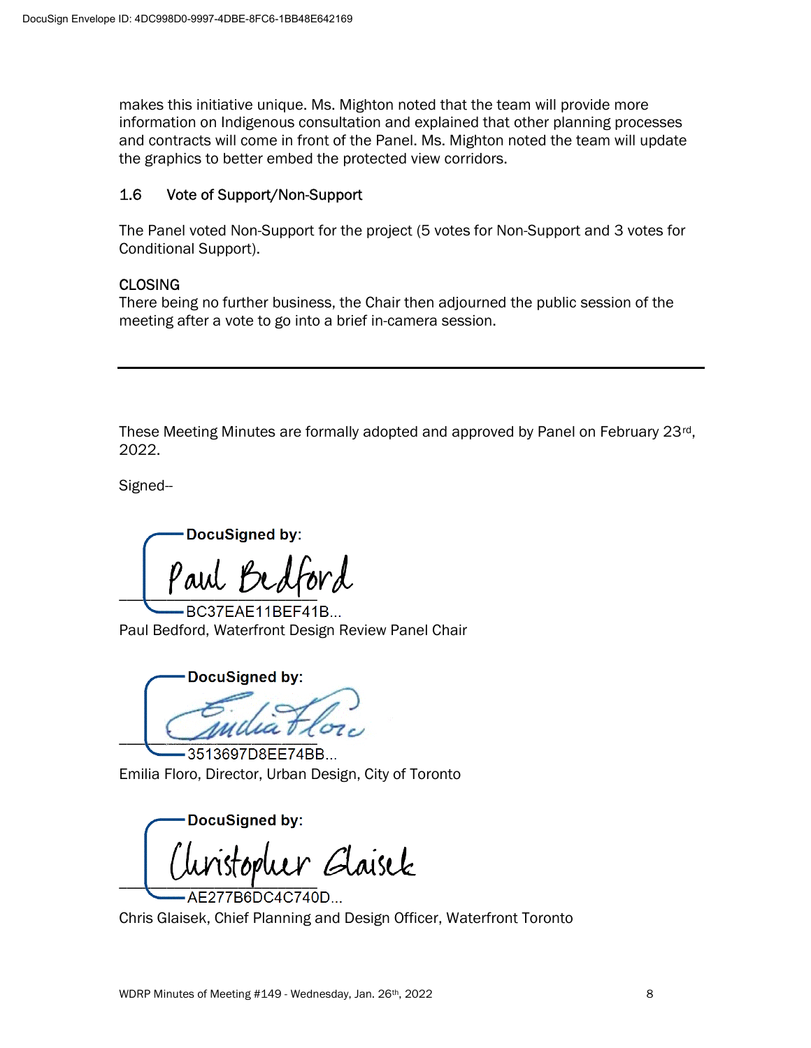makes this initiative unique. Ms. Mighton noted that the team will provide more information on Indigenous consultation and explained that other planning processes and contracts will come in front of the Panel. Ms. Mighton noted the team will update the graphics to better embed the protected view corridors.

### 1.6 Vote of Support/Non-Support

The Panel voted Non-Support for the project (5 votes for Non-Support and 3 votes for Conditional Support).

CLOSING

There being no further business, the Chair then adjourned the public session of the meeting after a vote to go into a brief in-camera session.

---

These Meeting Minutes are formally adopted and approved by Panel on February 23rd, 2022.

Signed--

DocuSigned by:
Paul Bedford
BC37EAE11BEF41B...

Paul Bedford, Waterfront Design Review Panel Chair

DocuSigned by:
Emilia Floro
3513697D8EE74BB...

Emilia Floro, Director, Urban Design, City of Toronto

DocuSigned by:
Christopher Glaisek
AE277B6DC4C740D...

Chris Glaisek, Chief Planning and Design Officer, Waterfront Toronto